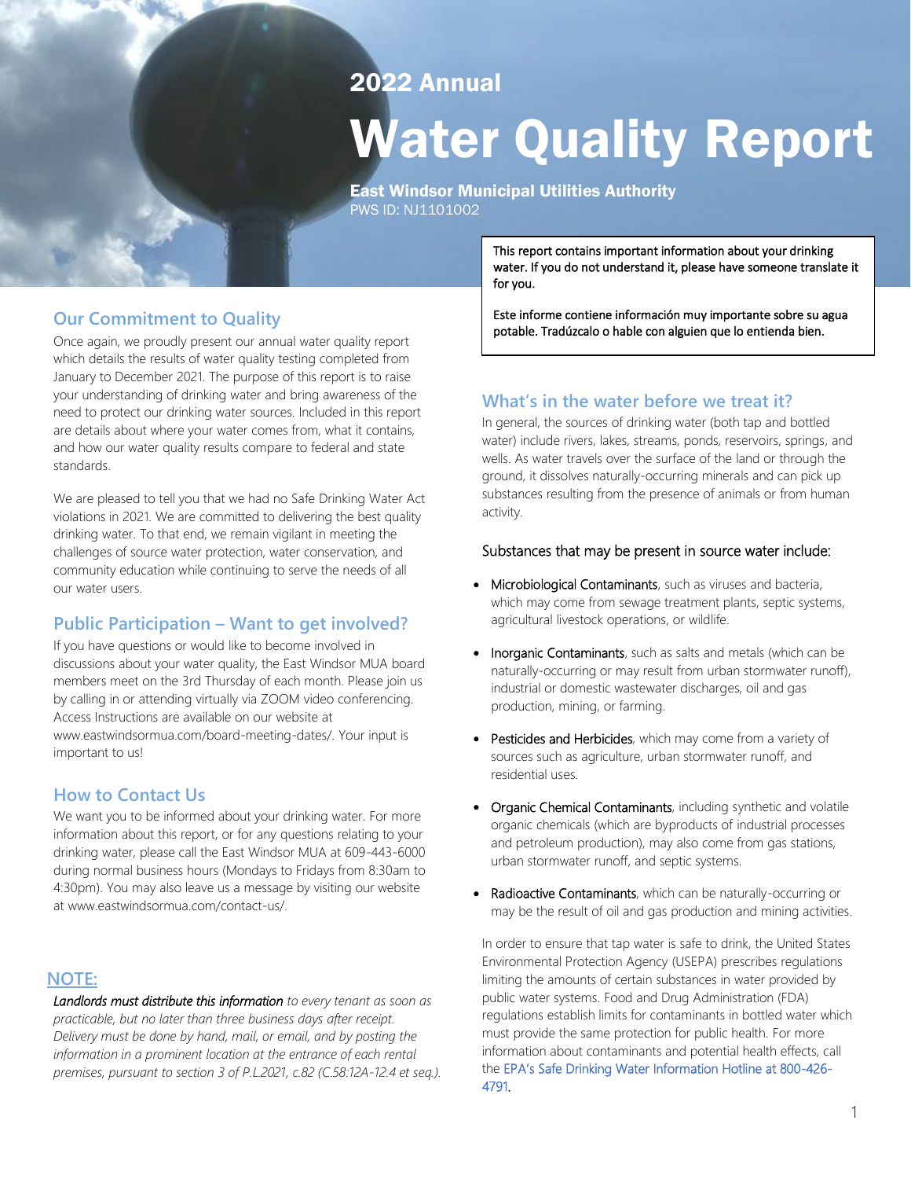## 2022 Annual

# Water Quality Report

**East Windsor Municipal Utilities Authority**
PWS ID: NJ1101002

This report contains important information about your drinking water. If you do not understand it, please have someone translate it for you.

Este informe contiene información muy importante sobre su agua potable. Tradúzcalo o hable con alguien que lo entienda bien.

## Our Commitment to Quality

Once again, we proudly present our annual water quality report which details the results of water quality testing completed from January to December 2021. The purpose of this report is to raise your understanding of drinking water and bring awareness of the need to protect our drinking water sources. Included in this report are details about where your water comes from, what it contains, and how our water quality results compare to federal and state standards.

We are pleased to tell you that we had no Safe Drinking Water Act violations in 2021. We are committed to delivering the best quality drinking water. To that end, we remain vigilant in meeting the challenges of source water protection, water conservation, and community education while continuing to serve the needs of all our water users.

## Public Participation – Want to get involved?

If you have questions or would like to become involved in discussions about your water quality, the East Windsor MUA board members meet on the 3rd Thursday of each month. Please join us by calling in or attending virtually via ZOOM video conferencing. Access Instructions are available on our website at www.eastwindsormua.com/board-meeting-dates/. Your input is important to us!

## How to Contact Us

We want you to be informed about your drinking water. For more information about this report, or for any questions relating to your drinking water, please call the East Windsor MUA at 609-443-6000 during normal business hours (Mondays to Fridays from 8:30am to 4:30pm). You may also leave us a message by visiting our website at www.eastwindsormua.com/contact-us/.

## NOTE:

*Landlords must distribute this information to every tenant as soon as practicable, but no later than three business days after receipt. Delivery must be done by hand, mail, or email, and by posting the information in a prominent location at the entrance of each rental premises, pursuant to section 3 of P.L.2021, c.82 (C.58:12A-12.4 et seq.).*

## What's in the water before we treat it?

In general, the sources of drinking water (both tap and bottled water) include rivers, lakes, streams, ponds, reservoirs, springs, and wells. As water travels over the surface of the land or through the ground, it dissolves naturally-occurring minerals and can pick up substances resulting from the presence of animals or from human activity.

### Substances that may be present in source water include:

- Microbiological Contaminants, such as viruses and bacteria, which may come from sewage treatment plants, septic systems, agricultural livestock operations, or wildlife.
- Inorganic Contaminants, such as salts and metals (which can be naturally-occurring or may result from urban stormwater runoff), industrial or domestic wastewater discharges, oil and gas production, mining, or farming.
- Pesticides and Herbicides, which may come from a variety of sources such as agriculture, urban stormwater runoff, and residential uses.
- Organic Chemical Contaminants, including synthetic and volatile organic chemicals (which are byproducts of industrial processes and petroleum production), may also come from gas stations, urban stormwater runoff, and septic systems.
- Radioactive Contaminants, which can be naturally-occurring or may be the result of oil and gas production and mining activities.

In order to ensure that tap water is safe to drink, the United States Environmental Protection Agency (USEPA) prescribes regulations limiting the amounts of certain substances in water provided by public water systems. Food and Drug Administration (FDA) regulations establish limits for contaminants in bottled water which must provide the same protection for public health. For more information about contaminants and potential health effects, call the EPA's Safe Drinking Water Information Hotline at 800-426-4791.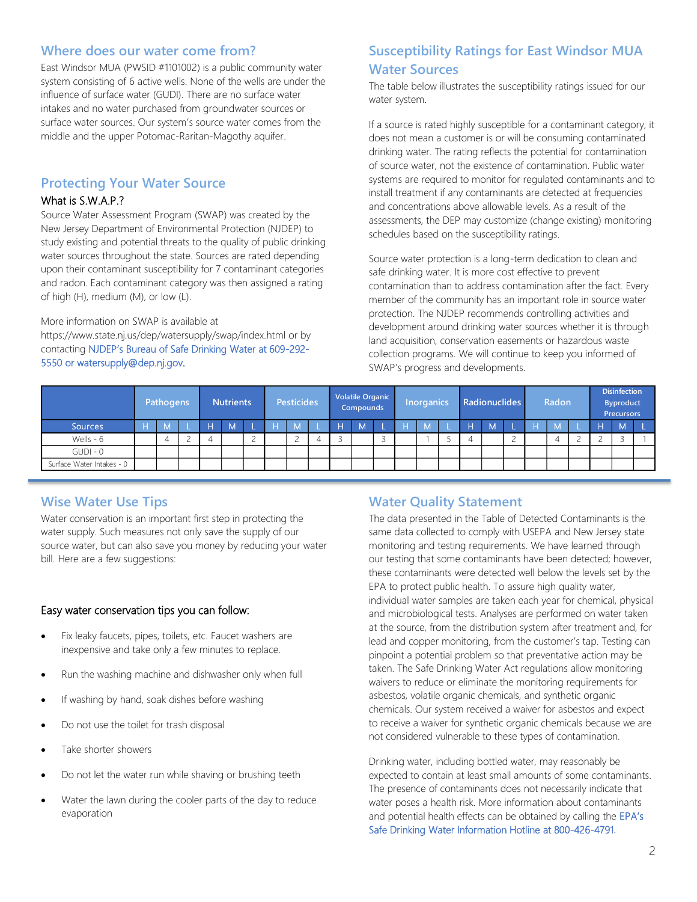## Where does our water come from?

East Windsor MUA (PWSID #1101002) is a public community water system consisting of 6 active wells. None of the wells are under the influence of surface water (GUDI). There are no surface water intakes and no water purchased from groundwater sources or surface water sources. Our system's source water comes from the middle and the upper Potomac-Raritan-Magothy aquifer.

## Protecting Your Water Source

### What is S.W.A.P.?

Source Water Assessment Program (SWAP) was created by the New Jersey Department of Environmental Protection (NJDEP) to study existing and potential threats to the quality of public drinking water sources throughout the state. Sources are rated depending upon their contaminant susceptibility for 7 contaminant categories and radon. Each contaminant category was then assigned a rating of high (H), medium (M), or low (L).

More information on SWAP is available at https://www.state.nj.us/dep/watersupply/swap/index.html or by contacting NJDEP's Bureau of Safe Drinking Water at 609-292-5550 or watersupply@dep.nj.gov.

## Susceptibility Ratings for East Windsor MUA Water Sources

The table below illustrates the susceptibility ratings issued for our water system.

If a source is rated highly susceptible for a contaminant category, it does not mean a customer is or will be consuming contaminated drinking water. The rating reflects the potential for contamination of source water, not the existence of contamination. Public water systems are required to monitor for regulated contaminants and to install treatment if any contaminants are detected at frequencies and concentrations above allowable levels. As a result of the assessments, the DEP may customize (change existing) monitoring schedules based on the susceptibility ratings.

Source water protection is a long-term dedication to clean and safe drinking water. It is more cost effective to prevent contamination than to address contamination after the fact. Every member of the community has an important role in source water protection. The NJDEP recommends controlling activities and development around drinking water sources whether it is through land acquisition, conservation easements or hazardous waste collection programs. We will continue to keep you informed of SWAP's progress and developments.

| | Pathogens | | | Nutrients | | | Pesticides | | | Volatile Organic Compounds | | | Inorganics | | | Radionuclides | | | Radon | | | Disinfection Byproduct Precursors | | |
|---|---|---|---|---|---|---|---|---|---|---|---|---|---|---|---|---|---|---|---|---|---|---|---|---|
| Sources | H | M | L | H | M | L | H | M | L | H | M | L | H | M | L | H | M | L | H | M | L | H | M | L |
| Wells - 6 | | 4 | 2 | 4 | | 2 | | 2 | 4 | 3 | | 3 | | 1 | 5 | 4 | | 2 | | 4 | 2 | 2 | 3 | 1 |
| GUDI - 0 | | | | | | | | | | | | | | | | | | | | | | | | |
| Surface Water Intakes - 0 | | | | | | | | | | | | | | | | | | | | | | | | |

## Wise Water Use Tips

Water conservation is an important first step in protecting the water supply. Such measures not only save the supply of our source water, but can also save you money by reducing your water bill. Here are a few suggestions:

### Easy water conservation tips you can follow:

- Fix leaky faucets, pipes, toilets, etc. Faucet washers are inexpensive and take only a few minutes to replace.
- Run the washing machine and dishwasher only when full
- If washing by hand, soak dishes before washing
- Do not use the toilet for trash disposal
- Take shorter showers
- Do not let the water run while shaving or brushing teeth
- Water the lawn during the cooler parts of the day to reduce evaporation

## Water Quality Statement

The data presented in the Table of Detected Contaminants is the same data collected to comply with USEPA and New Jersey state monitoring and testing requirements. We have learned through our testing that some contaminants have been detected; however, these contaminants were detected well below the levels set by the EPA to protect public health. To assure high quality water, individual water samples are taken each year for chemical, physical and microbiological tests. Analyses are performed on water taken at the source, from the distribution system after treatment and, for lead and copper monitoring, from the customer's tap. Testing can pinpoint a potential problem so that preventative action may be taken. The Safe Drinking Water Act regulations allow monitoring waivers to reduce or eliminate the monitoring requirements for asbestos, volatile organic chemicals, and synthetic organic chemicals. Our system received a waiver for asbestos and expect to receive a waiver for synthetic organic chemicals because we are not considered vulnerable to these types of contamination.

Drinking water, including bottled water, may reasonably be expected to contain at least small amounts of some contaminants. The presence of contaminants does not necessarily indicate that water poses a health risk. More information about contaminants and potential health effects can be obtained by calling the EPA's Safe Drinking Water Information Hotline at 800-426-4791.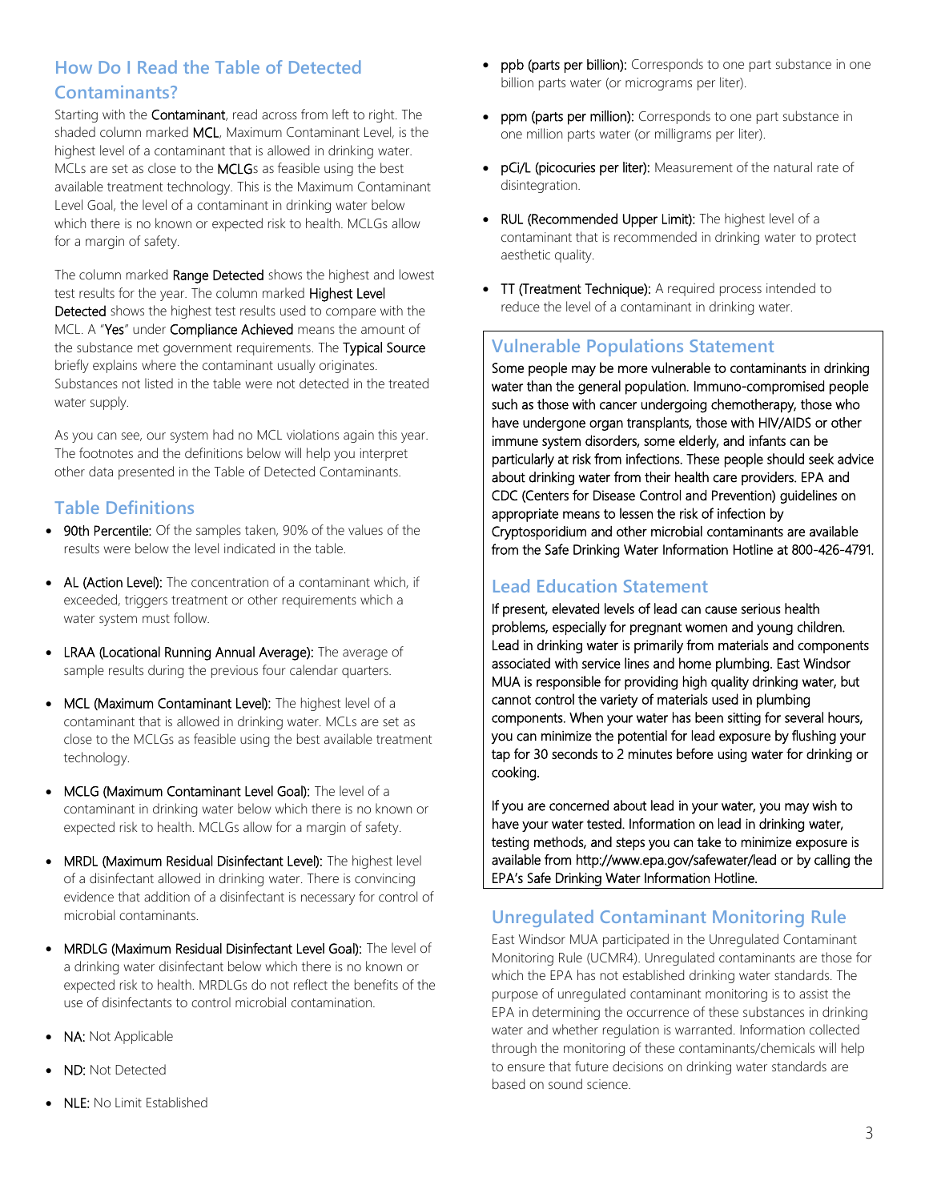## How Do I Read the Table of Detected Contaminants?

Starting with the **Contaminant**, read across from left to right. The shaded column marked **MCL**, Maximum Contaminant Level, is the highest level of a contaminant that is allowed in drinking water. MCLs are set as close to the **MCLG**s as feasible using the best available treatment technology. This is the Maximum Contaminant Level Goal, the level of a contaminant in drinking water below which there is no known or expected risk to health. MCLGs allow for a margin of safety.

The column marked **Range Detected** shows the highest and lowest test results for the year. The column marked **Highest Level Detected** shows the highest test results used to compare with the MCL. A "**Yes**" under **Compliance Achieved** means the amount of the substance met government requirements. The **Typical Source** briefly explains where the contaminant usually originates. Substances not listed in the table were not detected in the treated water supply.

As you can see, our system had no MCL violations again this year. The footnotes and the definitions below will help you interpret other data presented in the Table of Detected Contaminants.

## Table Definitions

- **90th Percentile:** Of the samples taken, 90% of the values of the results were below the level indicated in the table.
- **AL (Action Level):** The concentration of a contaminant which, if exceeded, triggers treatment or other requirements which a water system must follow.
- **LRAA (Locational Running Annual Average):** The average of sample results during the previous four calendar quarters.
- **MCL (Maximum Contaminant Level):** The highest level of a contaminant that is allowed in drinking water. MCLs are set as close to the MCLGs as feasible using the best available treatment technology.
- **MCLG (Maximum Contaminant Level Goal):** The level of a contaminant in drinking water below which there is no known or expected risk to health. MCLGs allow for a margin of safety.
- **MRDL (Maximum Residual Disinfectant Level):** The highest level of a disinfectant allowed in drinking water. There is convincing evidence that addition of a disinfectant is necessary for control of microbial contaminants.
- **MRDLG (Maximum Residual Disinfectant Level Goal):** The level of a drinking water disinfectant below which there is no known or expected risk to health. MRDLGs do not reflect the benefits of the use of disinfectants to control microbial contamination.
- **NA:** Not Applicable
- **ND:** Not Detected
- **NLE:** No Limit Established
- **ppb (parts per billion):** Corresponds to one part substance in one billion parts water (or micrograms per liter).
- **ppm (parts per million):** Corresponds to one part substance in one million parts water (or milligrams per liter).
- **pCi/L (picocuries per liter):** Measurement of the natural rate of disintegration.
- **RUL (Recommended Upper Limit):** The highest level of a contaminant that is recommended in drinking water to protect aesthetic quality.
- **TT (Treatment Technique):** A required process intended to reduce the level of a contaminant in drinking water.

## Vulnerable Populations Statement

Some people may be more vulnerable to contaminants in drinking water than the general population. Immuno-compromised people such as those with cancer undergoing chemotherapy, those who have undergone organ transplants, those with HIV/AIDS or other immune system disorders, some elderly, and infants can be particularly at risk from infections. These people should seek advice about drinking water from their health care providers. EPA and CDC (Centers for Disease Control and Prevention) guidelines on appropriate means to lessen the risk of infection by Cryptosporidium and other microbial contaminants are available from the Safe Drinking Water Information Hotline at 800-426-4791.

## Lead Education Statement

If present, elevated levels of lead can cause serious health problems, especially for pregnant women and young children. Lead in drinking water is primarily from materials and components associated with service lines and home plumbing. East Windsor MUA is responsible for providing high quality drinking water, but cannot control the variety of materials used in plumbing components. When your water has been sitting for several hours, you can minimize the potential for lead exposure by flushing your tap for 30 seconds to 2 minutes before using water for drinking or cooking.

If you are concerned about lead in your water, you may wish to have your water tested. Information on lead in drinking water, testing methods, and steps you can take to minimize exposure is available from http://www.epa.gov/safewater/lead or by calling the EPA's Safe Drinking Water Information Hotline.

## Unregulated Contaminant Monitoring Rule

East Windsor MUA participated in the Unregulated Contaminant Monitoring Rule (UCMR4). Unregulated contaminants are those for which the EPA has not established drinking water standards. The purpose of unregulated contaminant monitoring is to assist the EPA in determining the occurrence of these substances in drinking water and whether regulation is warranted. Information collected through the monitoring of these contaminants/chemicals will help to ensure that future decisions on drinking water standards are based on sound science.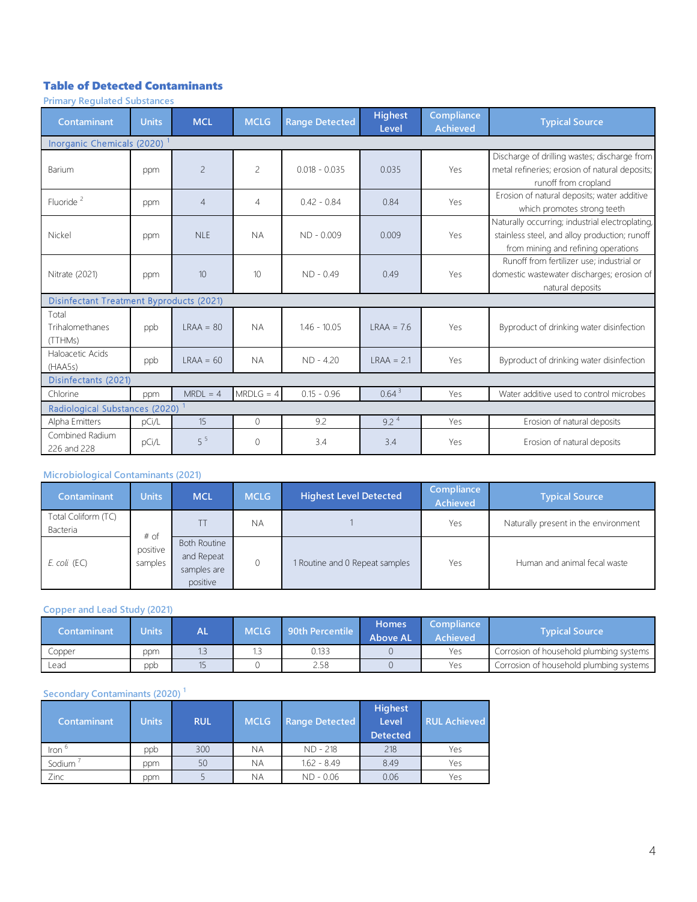## Table of Detected Contaminants

### Primary Regulated Substances

| Contaminant | Units | MCL | MCLG | Range Detected | Highest Level | Compliance Achieved | Typical Source |
|---|---|---|---|---|---|---|---|
| Inorganic Chemicals (2020) [1] | | | | | | | |
| Barium | ppm | 2 | 2 | 0.018 - 0.035 | 0.035 | Yes | Discharge of drilling wastes; discharge from metal refineries; erosion of natural deposits; runoff from cropland |
| Fluoride [2] | ppm | 4 | 4 | 0.42 - 0.84 | 0.84 | Yes | Erosion of natural deposits; water additive which promotes strong teeth |
| Nickel | ppm | NLE | NA | ND - 0.009 | 0.009 | Yes | Naturally occurring; industrial electroplating, stainless steel, and alloy production; runoff from mining and refining operations |
| Nitrate (2021) | ppm | 10 | 10 | ND - 0.49 | 0.49 | Yes | Runoff from fertilizer use; industrial or domestic wastewater discharges; erosion of natural deposits |
| Disinfectant Treatment Byproducts (2021) | | | | | | | |
| Total Trihalomethanes (TTHMs) | ppb | LRAA = 80 | NA | 1.46 - 10.05 | LRAA = 7.6 | Yes | Byproduct of drinking water disinfection |
| Haloacetic Acids (HAA5s) | ppb | LRAA = 60 | NA | ND - 4.20 | LRAA = 2.1 | Yes | Byproduct of drinking water disinfection |
| Disinfectants (2021) | | | | | | | |
| Chlorine | ppm | MRDL = 4 | MRDLG = 4 | 0.15 - 0.96 | 0.64 [3] | Yes | Water additive used to control microbes |
| Radiological Substances (2020) [1] | | | | | | | |
| Alpha Emitters | pCi/L | 15 | 0 | 9.2 | 9.2 [4] | Yes | Erosion of natural deposits |
| Combined Radium 226 and 228 | pCi/L | 5 [5] | 0 | 3.4 | 3.4 | Yes | Erosion of natural deposits |

### Microbiological Contaminants (2021)

| Contaminant | Units | MCL | MCLG | Highest Level Detected | Compliance Achieved | Typical Source |
|---|---|---|---|---|---|---|
| Total Coliform (TC) Bacteria | # of positive samples | TT | NA | 1 | Yes | Naturally present in the environment |
| *E. coli* (EC) | # of positive samples | Both Routine and Repeat samples are positive | 0 | 1 Routine and 0 Repeat samples | Yes | Human and animal fecal waste |

### Copper and Lead Study (2021)

| Contaminant | Units | AL | MCLG | 90th Percentile | Homes Above AL | Compliance Achieved | Typical Source |
|---|---|---|---|---|---|---|---|
| Copper | ppm | 1.3 | 1.3 | 0.133 | 0 | Yes | Corrosion of household plumbing systems |
| Lead | ppb | 15 | 0 | 2.58 | 0 | Yes | Corrosion of household plumbing systems |

### Secondary Contaminants (2020) [1]

| Contaminant | Units | RUL | MCLG | Range Detected | Highest Level Detected | RUL Achieved |
|---|---|---|---|---|---|---|
| Iron [6] | ppb | 300 | NA | ND - 218 | 218 | Yes |
| Sodium [7] | ppm | 50 | NA | 1.62 - 8.49 | 8.49 | Yes |
| Zinc | ppm | 5 | NA | ND - 0.06 | 0.06 | Yes |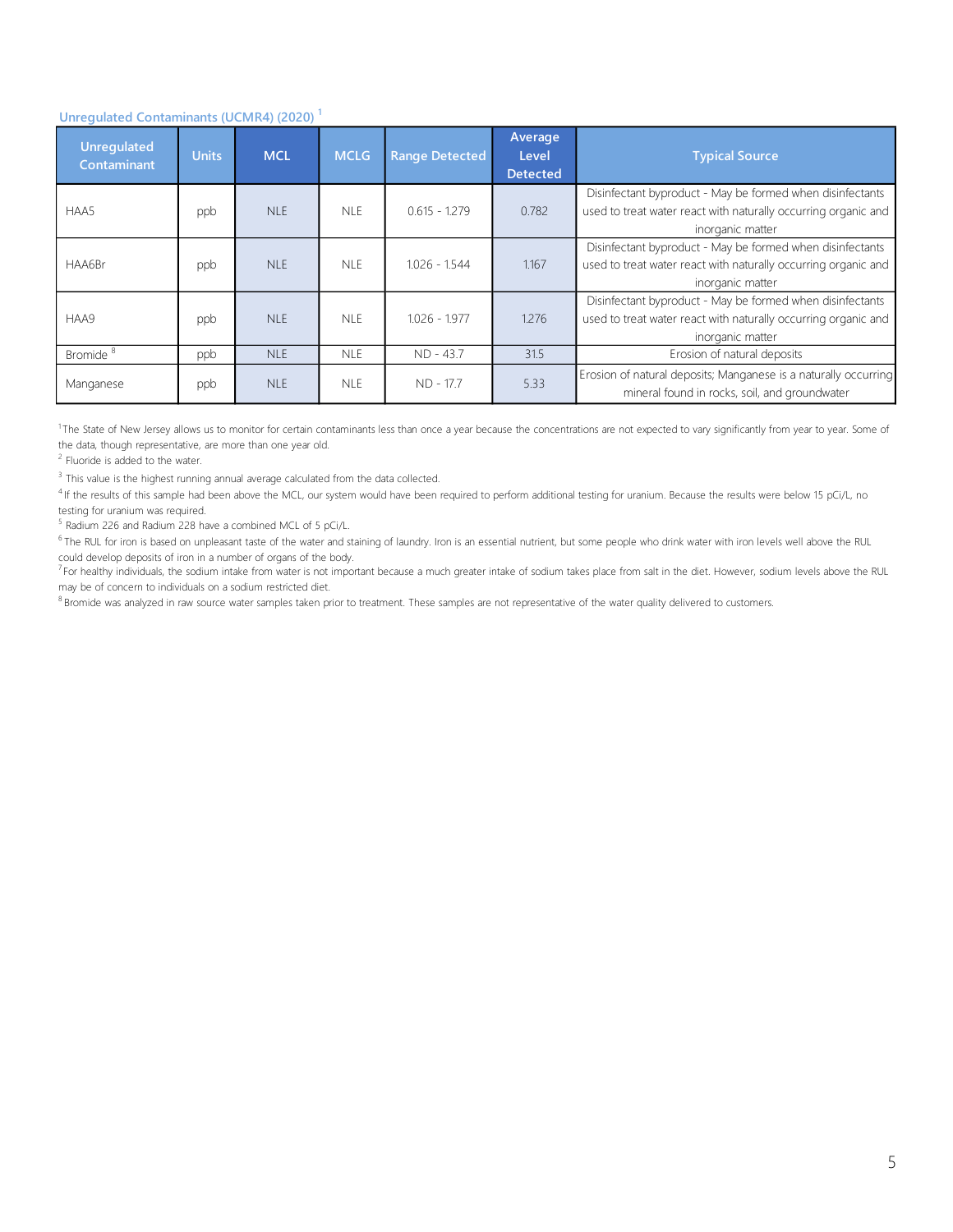### Unregulated Contaminants (UCMR4) (2020) [1]

| Unregulated Contaminant | Units | MCL | MCLG | Range Detected | Average Level Detected | Typical Source |
|---|---|---|---|---|---|---|
| HAA5 | ppb | NLE | NLE | 0.615 - 1.279 | 0.782 | Disinfectant byproduct - May be formed when disinfectants used to treat water react with naturally occurring organic and inorganic matter |
| HAA6Br | ppb | NLE | NLE | 1.026 - 1.544 | 1.167 | Disinfectant byproduct - May be formed when disinfectants used to treat water react with naturally occurring organic and inorganic matter |
| HAA9 | ppb | NLE | NLE | 1.026 - 1.977 | 1.276 | Disinfectant byproduct - May be formed when disinfectants used to treat water react with naturally occurring organic and inorganic matter |
| Bromide [8] | ppb | NLE | NLE | ND - 43.7 | 31.5 | Erosion of natural deposits |
| Manganese | ppb | NLE | NLE | ND - 17.7 | 5.33 | Erosion of natural deposits; Manganese is a naturally occurring mineral found in rocks, soil, and groundwater |

[1] The State of New Jersey allows us to monitor for certain contaminants less than once a year because the concentrations are not expected to vary significantly from year to year. Some of the data, though representative, are more than one year old.

[2] Fluoride is added to the water.

[3] This value is the highest running annual average calculated from the data collected.

[4] If the results of this sample had been above the MCL, our system would have been required to perform additional testing for uranium. Because the results were below 15 pCi/L, no testing for uranium was required.

[5] Radium 226 and Radium 228 have a combined MCL of 5 pCi/L.

[6] The RUL for iron is based on unpleasant taste of the water and staining of laundry. Iron is an essential nutrient, but some people who drink water with iron levels well above the RUL could develop deposits of iron in a number of organs of the body.

[7] For healthy individuals, the sodium intake from water is not important because a much greater intake of sodium takes place from salt in the diet. However, sodium levels above the RUL may be of concern to individuals on a sodium restricted diet.

[8] Bromide was analyzed in raw source water samples taken prior to treatment. These samples are not representative of the water quality delivered to customers.